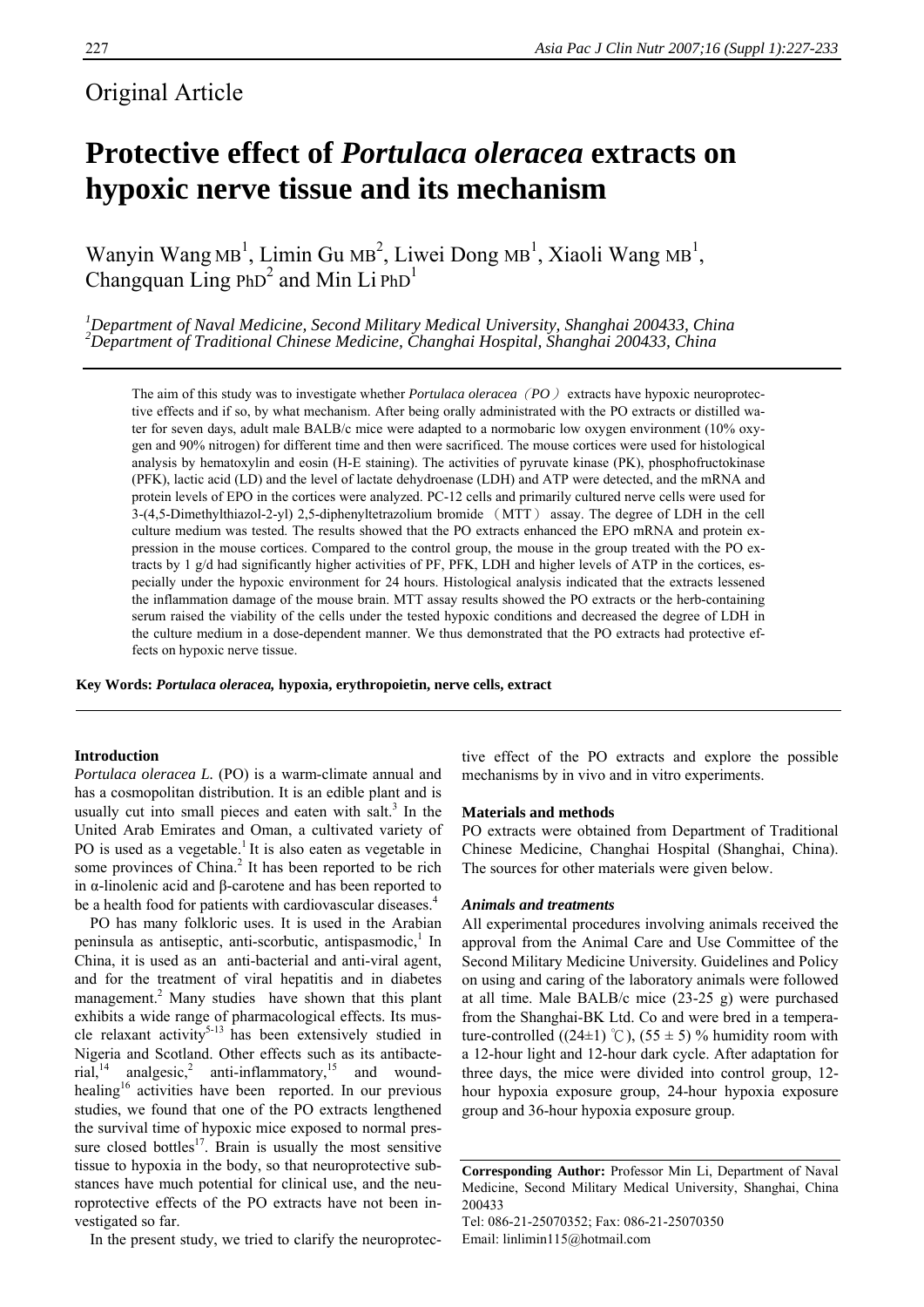Original Article

# Protective effect of *Portulaca oleracea* extracts on hypoxic nerve tissue and its mechanism

Wanyin Wang MB[1], Limin Gu MB[2], Liwei Dong MB[1], Xiaoli Wang MB[1], Changquan Ling PhD[2] and Min Li PhD[1]

*[1]Department of Naval Medicine, Second Military Medical University, Shanghai 200433, China*
*[2]Department of Traditional Chinese Medicine, Changhai Hospital, Shanghai 200433, China*

The aim of this study was to investigate whether *Portulaca oleracea*（*PO*）extracts have hypoxic neuroprotective effects and if so, by what mechanism. After being orally administrated with the PO extracts or distilled water for seven days, adult male BALB/c mice were adapted to a normobaric low oxygen environment (10% oxygen and 90% nitrogen) for different time and then were sacrificed. The mouse cortices were used for histological analysis by hematoxylin and eosin (H-E staining). The activities of pyruvate kinase (PK), phosphofructokinase (PFK), lactic acid (LD) and the level of lactate dehydroenase (LDH) and ATP were detected, and the mRNA and protein levels of EPO in the cortices were analyzed. PC-12 cells and primarily cultured nerve cells were used for 3-(4,5-Dimethylthiazol-2-yl) 2,5-diphenyltetrazolium bromide （MTT） assay. The degree of LDH in the cell culture medium was tested. The results showed that the PO extracts enhanced the EPO mRNA and protein expression in the mouse cortices. Compared to the control group, the mouse in the group treated with the PO extracts by 1 g/d had significantly higher activities of PF, PFK, LDH and higher levels of ATP in the cortices, especially under the hypoxic environment for 24 hours. Histological analysis indicated that the extracts lessened the inflammation damage of the mouse brain. MTT assay results showed the PO extracts or the herb-containing serum raised the viability of the cells under the tested hypoxic conditions and decreased the degree of LDH in the culture medium in a dose-dependent manner. We thus demonstrated that the PO extracts had protective effects on hypoxic nerve tissue.

**Key Words: *Portulaca oleracea,* hypoxia, erythropoietin, nerve cells, extract**

## Introduction

*Portulaca oleracea L.* (PO) is a warm-climate annual and has a cosmopolitan distribution. It is an edible plant and is usually cut into small pieces and eaten with salt.[3] In the United Arab Emirates and Oman, a cultivated variety of PO is used as a vegetable.[1] It is also eaten as vegetable in some provinces of China.[2] It has been reported to be rich in α-linolenic acid and β-carotene and has been reported to be a health food for patients with cardiovascular diseases.[4]

PO has many folkloric uses. It is used in the Arabian peninsula as antiseptic, anti-scorbutic, antispasmodic,[1] In China, it is used as an anti-bacterial and anti-viral agent, and for the treatment of viral hepatitis and in diabetes management.[2] Many studies have shown that this plant exhibits a wide range of pharmacological effects. Its muscle relaxant activity[5-13] has been extensively studied in Nigeria and Scotland. Other effects such as its antibacterial,[14] analgesic,[2] anti-inflammatory,[15] and wound-healing[16] activities have been reported. In our previous studies, we found that one of the PO extracts lengthened the survival time of hypoxic mice exposed to normal pressure closed bottles[17]. Brain is usually the most sensitive tissue to hypoxia in the body, so that neuroprotective substances have much potential for clinical use, and the neuroprotective effects of the PO extracts have not been investigated so far.

In the present study, we tried to clarify the neuroprotective effect of the PO extracts and explore the possible mechanisms by in vivo and in vitro experiments.

## Materials and methods

PO extracts were obtained from Department of Traditional Chinese Medicine, Changhai Hospital (Shanghai, China). The sources for other materials were given below.

### *Animals and treatments*

All experimental procedures involving animals received the approval from the Animal Care and Use Committee of the Second Military Medicine University. Guidelines and Policy on using and caring of the laboratory animals were followed at all time. Male BALB/c mice (23-25 g) were purchased from the Shanghai-BK Ltd. Co and were bred in a temperature-controlled ((24±1) ℃), (55 ± 5) % humidity room with a 12-hour light and 12-hour dark cycle. After adaptation for three days, the mice were divided into control group, 12-hour hypoxia exposure group, 24-hour hypoxia exposure group and 36-hour hypoxia exposure group.

**Corresponding Author:** Professor Min Li, Department of Naval Medicine, Second Military Medical University, Shanghai, China 200433
Tel: 086-21-25070352; Fax: 086-21-25070350
Email: linlimin115@hotmail.com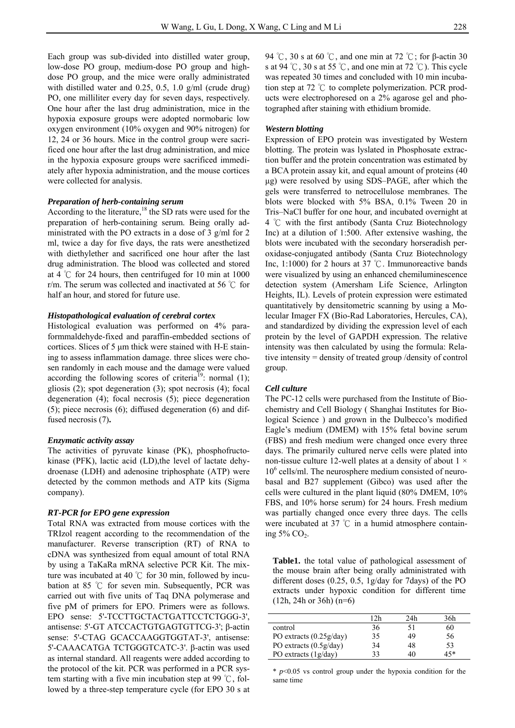Each group was sub-divided into distilled water group, low-dose PO group, medium-dose PO group and high-dose PO group, and the mice were orally administrated with distilled water and 0.25, 0.5, 1.0 g/ml (crude drug) PO, one milliliter every day for seven days, respectively. One hour after the last drug administration, mice in the hypoxia exposure groups were adopted normobaric low oxygen environment (10% oxygen and 90% nitrogen) for 12, 24 or 36 hours. Mice in the control group were sacrificed one hour after the last drug administration, and mice in the hypoxia exposure groups were sacrificed immediately after hypoxia administration, and the mouse cortices were collected for analysis.

### *Preparation of herb-containing serum*

According to the literature,[18] the SD rats were used for the preparation of herb-containing serum. Being orally administrated with the PO extracts in a dose of 3 g/ml for 2 ml, twice a day for five days, the rats were anesthetized with diethylether and sacrificed one hour after the last drug administration. The blood was collected and stored at 4 ℃ for 24 hours, then centrifuged for 10 min at 1000 r/m. The serum was collected and inactivated at 56 ℃ for half an hour, and stored for future use.

### *Histopathological evaluation of cerebral cortex*

Histological evaluation was performed on 4% paraformmaldehyde-fixed and paraffin-embedded sections of cortices. Slices of 5 μm thick were stained with H-E staining to assess inflammation damage. three slices were chosen randomly in each mouse and the damage were valued according the following scores of criteria[19]: normal (1); gliosis (2); spot degeneration (3); spot necrosis (4); focal degeneration (4); focal necrosis (5); piece degeneration (5); piece necrosis (6); diffused degeneration (6) and diffused necrosis (7)**.**

### *Enzymatic activity assay*

The activities of pyruvate kinase (PK), phosphofructokinase (PFK), lactic acid (LD),the level of lactate dehydroenase (LDH) and adenosine triphosphate (ATP) were detected by the common methods and ATP kits (Sigma company).

### *RT-PCR for EPO gene expression*

Total RNA was extracted from mouse cortices with the TRIzol reagent according to the recommendation of the manufacturer. Reverse transcription (RT) of RNA to cDNA was synthesized from equal amount of total RNA by using a TaKaRa mRNA selective PCR Kit. The mixture was incubated at 40 ℃ for 30 min, followed by incubation at 85 ℃ for seven min. Subsequently, PCR was carried out with five units of Taq DNA polymerase and five pM of primers for EPO. Primers were as follows. EPO sense: 5'-TCCTTGCTACTGATTCCTCTGGG-3', antisense: 5'-GT ATCCACTGTGAGTGTTCG-3'; β-actin sense: 5'-CTAG GCACCAAGGTGGTAT-3', antisense: 5'-CAAACATGA TCTGGGTCATC-3'. β-actin was used as internal standard. All reagents were added according to the protocol of the kit. PCR was performed in a PCR system starting with a five min incubation step at 99 ℃, followed by a three-step temperature cycle (for EPO 30 s at 94 ℃, 30 s at 60 ℃, and one min at 72 ℃; for β-actin 30 s at 94 ℃, 30 s at 55 ℃, and one min at 72 ℃). This cycle was repeated 30 times and concluded with 10 min incubation step at 72 ℃ to complete polymerization. PCR products were electrophoresed on a 2% agarose gel and photographed after staining with ethidium bromide.

### *Western blotting*

Expression of EPO protein was investigated by Western blotting. The protein was lyslated in Phosphosate extraction buffer and the protein concentration was estimated by a BCA protein assay kit, and equal amount of proteins (40 μg) were resolved by using SDS–PAGE, after which the gels were transferred to netrocellulose membranes. The blots were blocked with 5% BSA, 0.1% Tween 20 in Tris–NaCl buffer for one hour, and incubated overnight at 4 ℃ with the first antibody (Santa Cruz Biotechnology Inc) at a dilution of 1:500. After extensive washing, the blots were incubated with the secondary horseradish peroxidase-conjugated antibody (Santa Cruz Biotechnology Inc, 1:1000) for 2 hours at 37 ℃. Immunoreactive bands were visualized by using an enhanced chemiluminescence detection system (Amersham Life Science, Arlington Heights, IL). Levels of protein expression were estimated quantitatively by densitometric scanning by using a Molecular Imager FX (Bio-Rad Laboratories, Hercules, CA), and standardized by dividing the expression level of each protein by the level of GAPDH expression. The relative intensity was then calculated by using the formula: Relative intensity = density of treated group /density of control group.

### *Cell culture*

The PC-12 cells were purchased from the Institute of Biochemistry and Cell Biology ( Shanghai Institutes for Biological Science ) and grown in the Dulbecco's modified Eagle's medium (DMEM) with 15% fetal bovine serum (FBS) and fresh medium were changed once every three days. The primarily cultured nerve cells were plated into non-tissue culture 12-well plates at a density of about $1 \times 10^6$ cells/ml. The neurosphere medium consisted of neurobasal and B27 supplement (Gibco) was used after the cells were cultured in the plant liquid (80% DMEM, 10% FBS, and 10% horse serum) for 24 hours. Fresh medium was partially changed once every three days. The cells were incubated at 37 ℃ in a humid atmosphere containing 5% $CO_2$.

**Table1.** the total value of pathological assessment of the mouse brain after being orally administrated with different doses (0.25, 0.5, 1g/day for 7days) of the PO extracts under hypoxic condition for different time (12h, 24h or 36h) (n=6)

| | 12h | 24h | 36h |
|---|---|---|---|
| control | 36 | 51 | 60 |
| PO extracts (0.25g/day) | 35 | 49 | 56 |
| PO extracts (0.5g/day) | 34 | 48 | 53 |
| PO extracts (1g/day) | 33 | 40 | 45* |

* $p<0.05$ vs control group under the hypoxia condition for the same time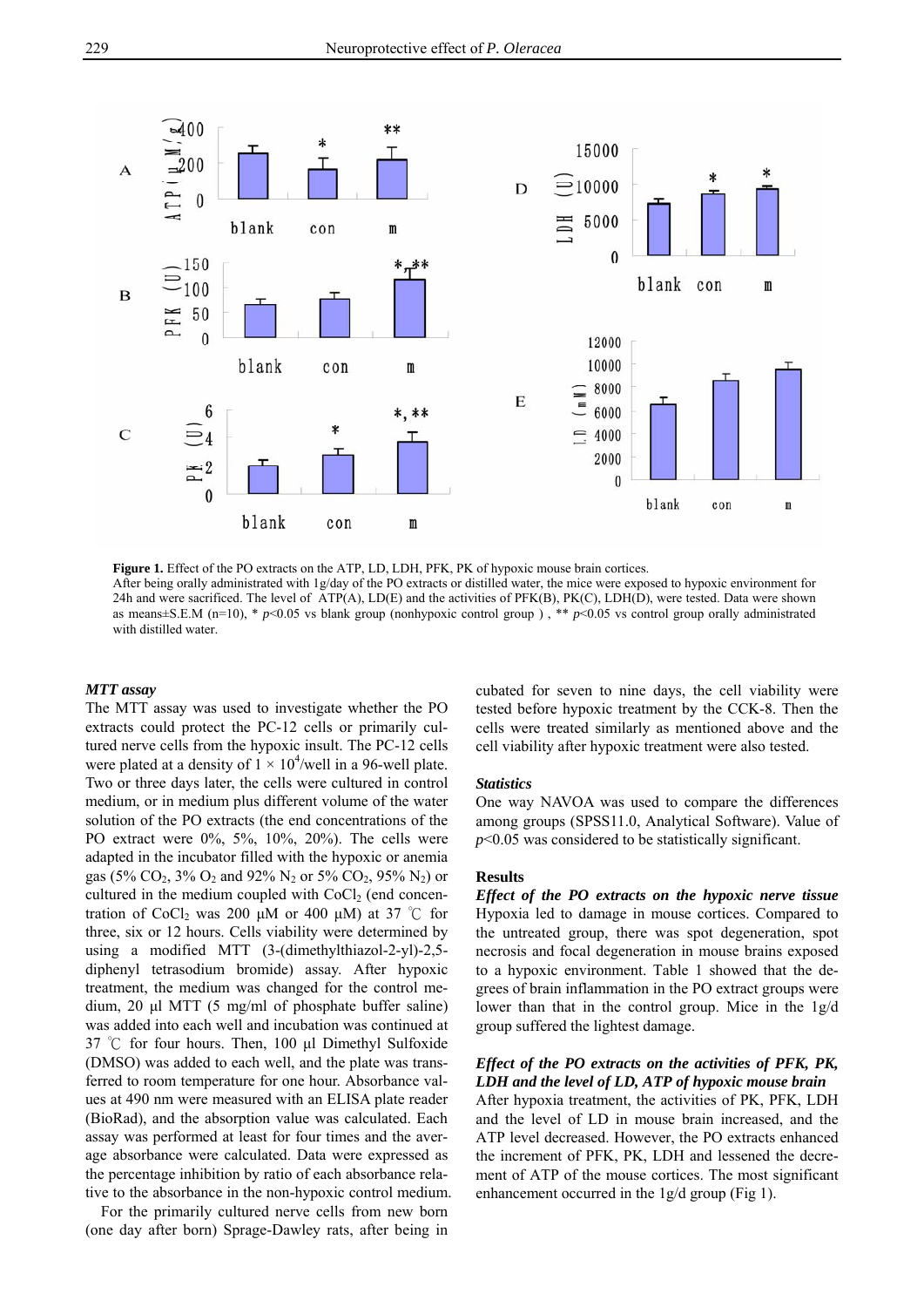**Figure 1.** Effect of the PO extracts on the ATP, LD, LDH, PFK, PK of hypoxic mouse brain cortices.
After being orally administrated with 1g/day of the PO extracts or distilled water, the mice were exposed to hypoxic environment for 24h and were sacrificed. The level of ATP(A), LD(E) and the activities of PFK(B), PK(C), LDH(D), were tested. Data were shown as means±S.E.M (n=10), * $p<0.05$ vs blank group (nonhypoxic control group ) , ** $p<0.05$ vs control group orally administrated with distilled water.

### *MTT assay*

The MTT assay was used to investigate whether the PO extracts could protect the PC-12 cells or primarily cultured nerve cells from the hypoxic insult. The PC-12 cells were plated at a density of $1 \times 10^4$/well in a 96-well plate. Two or three days later, the cells were cultured in control medium, or in medium plus different volume of the water solution of the PO extracts (the end concentrations of the PO extract were 0%, 5%, 10%, 20%). The cells were adapted in the incubator filled with the hypoxic or anemia gas (5% $CO_2$, 3% $O_2$ and 92% $N_2$ or 5% $CO_2$, 95% $N_2$) or cultured in the medium coupled with $CoCl_2$ (end concentration of $CoCl_2$ was 200 μM or 400 μM) at 37 ℃ for three, six or 12 hours. Cells viability were determined by using a modified MTT (3-(dimethylthiazol-2-yl)-2,5-diphenyl tetrasodium bromide) assay. After hypoxic treatment, the medium was changed for the control medium, 20 μl MTT (5 mg/ml of phosphate buffer saline) was added into each well and incubation was continued at 37 ℃ for four hours. Then, 100 μl Dimethyl Sulfoxide (DMSO) was added to each well, and the plate was transferred to room temperature for one hour. Absorbance values at 490 nm were measured with an ELISA plate reader (BioRad), and the absorption value was calculated. Each assay was performed at least for four times and the average absorbance were calculated. Data were expressed as the percentage inhibition by ratio of each absorbance relative to the absorbance in the non-hypoxic control medium.

For the primarily cultured nerve cells from new born (one day after born) Sprage-Dawley rats, after being incubated for seven to nine days, the cell viability were tested before hypoxic treatment by the CCK-8. Then the cells were treated similarly as mentioned above and the cell viability after hypoxic treatment were also tested.

### *Statistics*

One way NAVOA was used to compare the differences among groups (SPSS11.0, Analytical Software). Value of $p<0.05$ was considered to be statistically significant.

## Results

### *Effect of the PO extracts on the hypoxic nerve tissue*

Hypoxia led to damage in mouse cortices. Compared to the untreated group, there was spot degeneration, spot necrosis and focal degeneration in mouse brains exposed to a hypoxic environment. Table 1 showed that the degrees of brain inflammation in the PO extract groups were lower than that in the control group. Mice in the 1g/d group suffered the lightest damage.

### *Effect of the PO extracts on the activities of PFK, PK, LDH and the level of LD, ATP of hypoxic mouse brain*

After hypoxia treatment, the activities of PK, PFK, LDH and the level of LD in mouse brain increased, and the ATP level decreased. However, the PO extracts enhanced the increment of PFK, PK, LDH and lessened the decrement of ATP of the mouse cortices. The most significant enhancement occurred in the 1g/d group (Fig 1).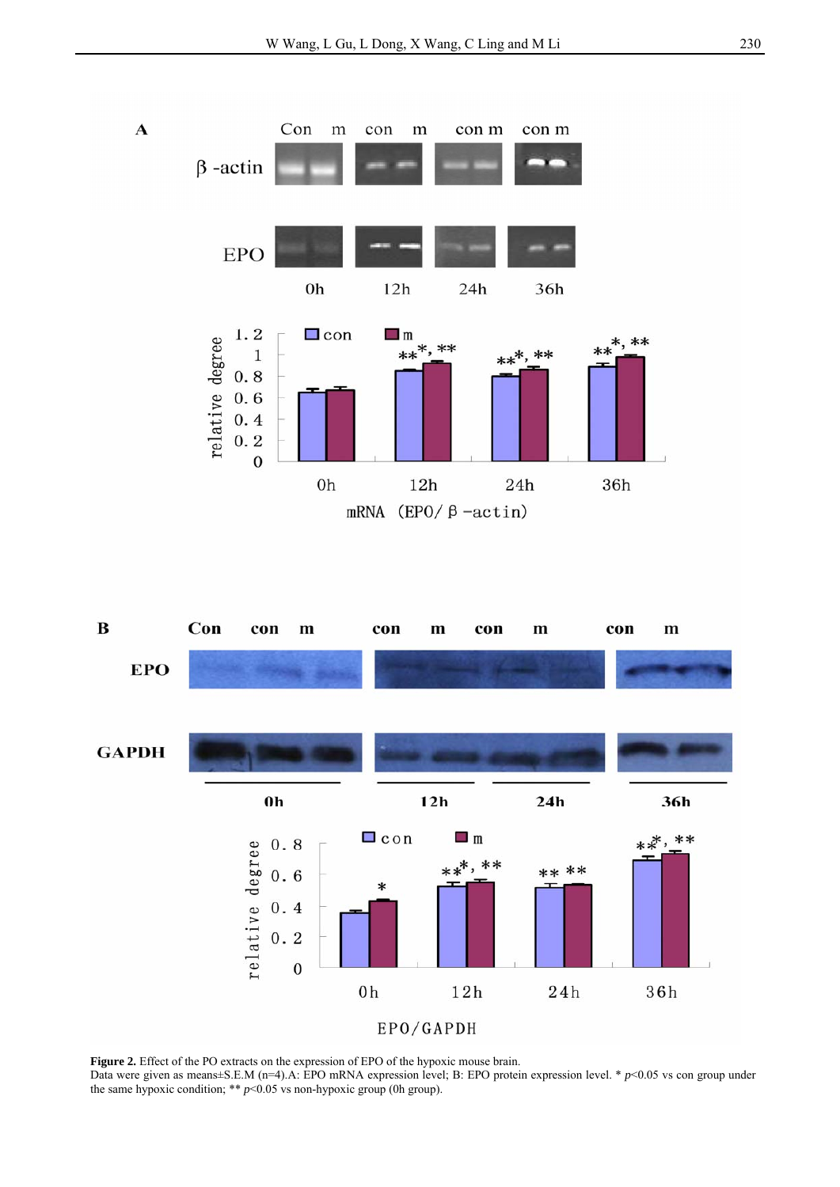**Figure 2.** Effect of the PO extracts on the expression of EPO of the hypoxic mouse brain.
Data were given as means±S.E.M (n=4).A: EPO mRNA expression level; B: EPO protein expression level. * $p$<0.05 vs con group under the same hypoxic condition; ** $p$<0.05 vs non-hypoxic group (0h group).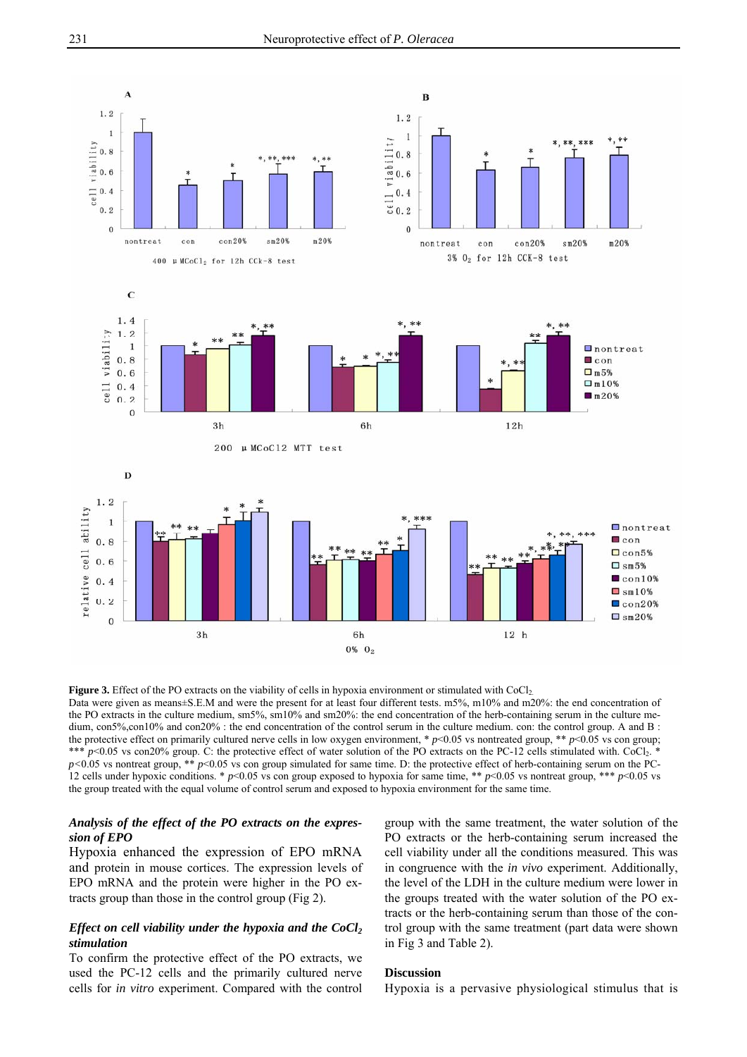**Figure 3.** Effect of the PO extracts on the viability of cells in hypoxia environment or stimulated with $CoCl_2$.
Data were given as means±S.E.M and were the present for at least four different tests. m5%, m10% and m20%: the end concentration of the PO extracts in the culture medium, sm5%, sm10% and sm20%: the end concentration of the herb-containing serum in the culture medium, con5%,con10% and con20% : the end concentration of the control serum in the culture medium. con: the control group. A and B : the protective effect on primarily cultured nerve cells in low oxygen environment, * $p$<0.05 vs nontreated group, ** $p$<0.05 vs con group; *** $p$<0.05 vs con20% group. C: the protective effect of water solution of the PO extracts on the PC-12 cells stimulated with $CoCl_2$. * $p$<0.05 vs nontreat group, ** $p$<0.05 vs con group simulated for same time. D: the protective effect of herb-containing serum on the PC-12 cells under hypoxic conditions. * $p$<0.05 vs con group exposed to hypoxia for same time, ** $p$<0.05 vs nontreat group, *** $p$<0.05 vs the group treated with the equal volume of control serum and exposed to hypoxia environment for the same time.

### *Analysis of the effect of the PO extracts on the expression of EPO*

Hypoxia enhanced the expression of EPO mRNA and protein in mouse cortices. The expression levels of EPO mRNA and the protein were higher in the PO extracts group than those in the control group (Fig 2).

### *Effect on cell viability under the hypoxia and the $CoCl_2$ stimulation*

To confirm the protective effect of the PO extracts, we used the PC-12 cells and the primarily cultured nerve cells for *in vitro* experiment. Compared with the control group with the same treatment, the water solution of the PO extracts or the herb-containing serum increased the cell viability under all the conditions measured. This was in congruence with the *in vivo* experiment. Additionally, the level of the LDH in the culture medium were lower in the groups treated with the water solution of the PO extracts or the herb-containing serum than those of the control group with the same treatment (part data were shown in Fig 3 and Table 2).

## Discussion

Hypoxia is a pervasive physiological stimulus that is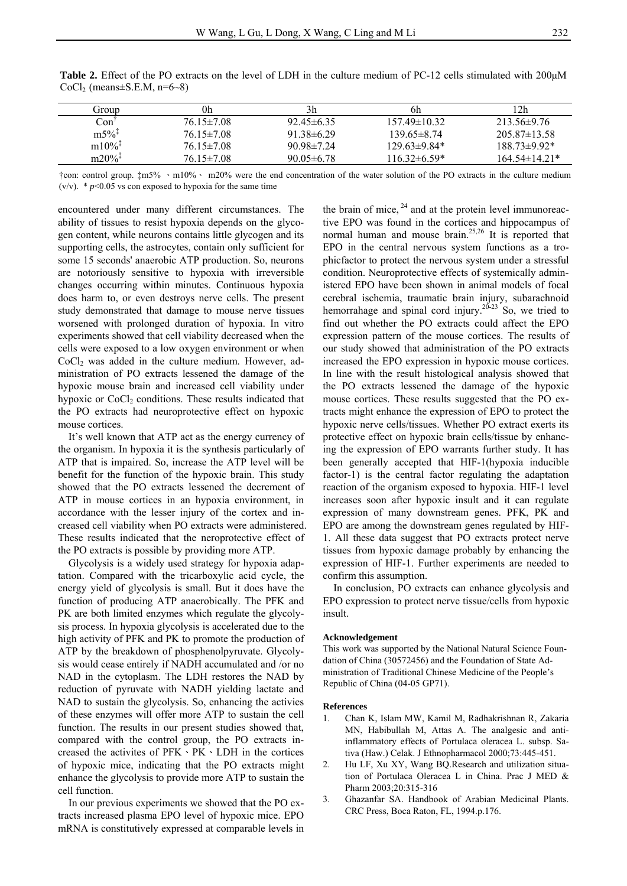**Table 2.** Effect of the PO extracts on the level of LDH in the culture medium of PC-12 cells stimulated with 200μM $CoCl_2$ (means±S.E.M, n=6~8)

| Group | 0h | 3h | 6h | 12h |
|---|---|---|---|---|
| Con† | 76.15±7.08 | 92.45±6.35 | 157.49±10.32 | 213.56±9.76 |
| m5%‡ | 76.15±7.08 | 91.38±6.29 | 139.65±8.74 | 205.87±13.58 |
| m10%‡ | 76.15±7.08 | 90.98±7.24 | 129.63±9.84* | 188.73±9.92* |
| m20%‡ | 76.15±7.08 | 90.05±6.78 | 116.32±6.59* | 164.54±14.21* |

†con: control group. ‡m5% 、m10%、 m20% were the end concentration of the water solution of the PO extracts in the culture medium (v/v). * $p$<0.05 vs con exposed to hypoxia for the same time

encountered under many different circumstances. The ability of tissues to resist hypoxia depends on the glycogen content, while neurons contains little glycogen and its supporting cells, the astrocytes, contain only sufficient for some 15 seconds' anaerobic ATP production. So, neurons are notoriously sensitive to hypoxia with irreversible changes occurring within minutes. Continuous hypoxia does harm to, or even destroys nerve cells. The present study demonstrated that damage to mouse nerve tissues worsened with prolonged duration of hypoxia. In vitro experiments showed that cell viability decreased when the cells were exposed to a low oxygen environment or when $CoCl_2$ was added in the culture medium. However, administration of PO extracts lessened the damage of the hypoxic mouse brain and increased cell viability under hypoxic or $CoCl_2$ conditions. These results indicated that the PO extracts had neuroprotective effect on hypoxic mouse cortices.

It's well known that ATP act as the energy currency of the organism. In hypoxia it is the synthesis particularly of ATP that is impaired. So, increase the ATP level will be benefit for the function of the hypoxic brain. This study showed that the PO extracts lessened the decrement of ATP in mouse cortices in an hypoxia environment, in accordance with the lesser injury of the cortex and increased cell viability when PO extracts were administered. These results indicated that the neroprotective effect of the PO extracts is possible by providing more ATP.

Glycolysis is a widely used strategy for hypoxia adaptation. Compared with the tricarboxylic acid cycle, the energy yield of glycolysis is small. But it does have the function of producing ATP anaerobically. The PFK and PK are both limited enzymes which regulate the glycolysis process. In hypoxia glycolysis is accelerated due to the high activity of PFK and PK to promote the production of ATP by the breakdown of phosphenolpyruvate. Glycolysis would cease entirely if NADH accumulated and /or no NAD in the cytoplasm. The LDH restores the NAD by reduction of pyruvate with NADH yielding lactate and NAD to sustain the glycolysis. So, enhancing the activies of these enzymes will offer more ATP to sustain the cell function. The results in our present studies showed that, compared with the control group, the PO extracts increased the activites of PFK、PK、LDH in the cortices of hypoxic mice, indicating that the PO extracts might enhance the glycolysis to provide more ATP to sustain the cell function.

In our previous experiments we showed that the PO extracts increased plasma EPO level of hypoxic mice. EPO mRNA is constitutively expressed at comparable levels in the brain of mice, [24] and at the protein level immunoreactive EPO was found in the cortices and hippocampus of normal human and mouse brain.[25,26] It is reported that EPO in the central nervous system functions as a trophicfactor to protect the nervous system under a stressful condition. Neuroprotective effects of systemically administered EPO have been shown in animal models of focal cerebral ischemia, traumatic brain injury, subarachnoid hemorrahage and spinal cord injury.[20-23] So, we tried to find out whether the PO extracts could affect the EPO expression pattern of the mouse cortices. The results of our study showed that administration of the PO extracts increased the EPO expression in hypoxic mouse cortices. In line with the result histological analysis showed that the PO extracts lessened the damage of the hypoxic mouse cortices. These results suggested that the PO extracts might enhance the expression of EPO to protect the hypoxic nerve cells/tissues. Whether PO extract exerts its protective effect on hypoxic brain cells/tissue by enhancing the expression of EPO warrants further study. It has been generally accepted that HIF-1(hypoxia inducible factor-1) is the central factor regulating the adaptation reaction of the organism exposed to hypoxia. HIF-1 level increases soon after hypoxic insult and it can regulate expression of many downstream genes. PFK, PK and EPO are among the downstream genes regulated by HIF-1. All these data suggest that PO extracts protect nerve tissues from hypoxic damage probably by enhancing the expression of HIF-1. Further experiments are needed to confirm this assumption.

In conclusion, PO extracts can enhance glycolysis and EPO expression to protect nerve tissue/cells from hypoxic insult.

#### Acknowledgement

This work was supported by the National Natural Science Foundation of China (30572456) and the Foundation of State Administration of Traditional Chinese Medicine of the People's Republic of China (04-05 GP71).

#### References

1. Chan K, Islam MW, Kamil M, Radhakrishnan R, Zakaria MN, Habibullah M, Attas A. The analgesic and anti-inflammatory effects of Portulaca oleracea L. subsp. Sativa (Haw.) Celak. J Ethnopharmacol 2000;73:445-451.
2. Hu LF, Xu XY, Wang BQ.Research and utilization situation of Portulaca Oleracea L in China. Prac J MED & Pharm 2003;20:315-316
3. Ghazanfar SA. Handbook of Arabian Medicinal Plants. CRC Press, Boca Raton, FL, 1994.p.176.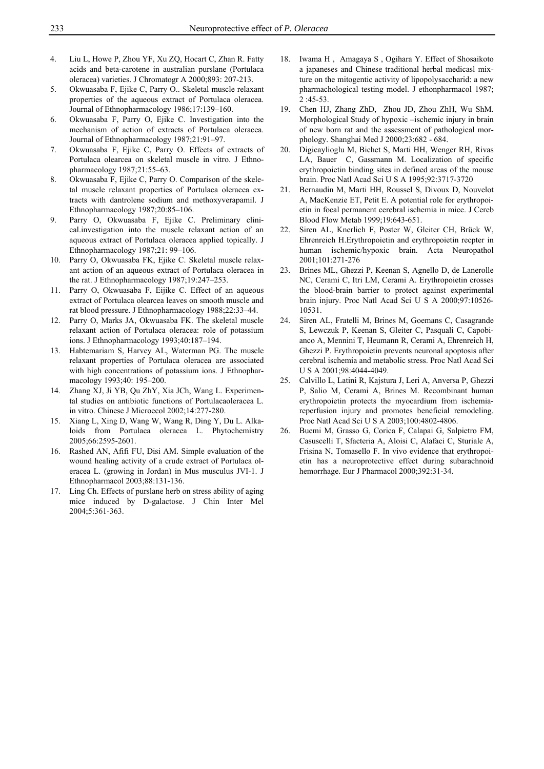4. Liu L, Howe P, Zhou YF, Xu ZQ, Hocart C, Zhan R. Fatty acids and beta-carotene in australian purslane (Portulaca oleracea) varieties. J Chromatogr A 2000;893: 207-213.
5. Okwuasaba F, Ejike C, Parry O.. Skeletal muscle relaxant properties of the aqueous extract of Portulaca oleracea. Journal of Ethnopharmacology 1986;17:139–160.
6. Okwuasaba F, Parry O, Ejike C. Investigation into the mechanism of action of extracts of Portulaca oleracea. Journal of Ethnopharmacology 1987;21:91–97.
7. Okwuasaba F, Ejike C, Parry O. Effects of extracts of Portulaca olearcea on skeletal muscle in vitro. J Ethnopharmacology 1987;21:55–63.
8. Okwuasaba F, Ejike C, Parry O. Comparison of the skeletal muscle relaxant properties of Portulaca oleracea extracts with dantrolene sodium and methoxyverapamil. J Ethnopharmacology 1987;20:85–106.
9. Parry O, Okwuasaba F, Ejike C. Preliminary clinical.investigation into the muscle relaxant action of an aqueous extract of Portulaca oleracea applied topically. J Ethnopharmacology 1987;21: 99–106.
10. Parry O, Okwuasaba FK, Ejike C. Skeletal muscle relaxant action of an aqueous extract of Portulaca oleracea in the rat. J Ethnopharmacology 1987;19:247–253.
11. Parry O, Okwuasaba FK, Eijike C. Effect of an aqueous extract of Portulaca olearcea leaves on smooth muscle and rat blood pressure. J Ethnopharmacology 1988;22:33–44.
12. Parry O, Marks JA, Okwuasaba FK. The skeletal muscle relaxant action of Portulaca oleracea: role of potassium ions. J Ethnopharmacology 1993;40:187–194.
13. Habtemariam S, Harvey AL, Waterman PG. The muscle relaxant properties of Portulaca oleracea are associated with high concentrations of potassium ions. J Ethnopharmacology 1993;40: 195–200.
14. Zhang XJ, Ji YB, Qu ZhY, Xia JCh, Wang L. Experimental studies on antibiotic functions of Portulacaoleracea L. in vitro. Chinese J Microecol 2002;14:277-280.
15. Xiang L, Xing D, Wang W, Wang R, Ding Y, Du L. Alkaloids from Portulaca oleracea L. Phytochemistry 2005;66:2595-2601.
16. Rashed AN, Afifi FU, Disi AM. Simple evaluation of the wound healing activity of a crude extract of Portulaca oleracea L. (growing in Jordan) in Mus musculus JVI-1. J Ethnopharmacol 2003;88:131-136.
17. Ling Ch. Effects of purslane herb on stress ability of aging mice induced by D-galactose. J Chin Inter Mel 2004;5:361-363.
18. Iwama H , Amagaya S , Ogihara Y. Effect of Shosaikoto a japaneses and Chinese traditional herbal medicasl mixture on the mitogentic activity of lipopolysaccharid: a new pharmachological testing model. J ethonpharmacol 1987; 2 :45-53.
19. Chen HJ, Zhang ZhD, Zhou JD, Zhou ZhH, Wu ShM. Morphological Study of hypoxic –ischemic injury in brain of new born rat and the assessment of pathological morphology. Shanghai Med J 2000;23:682 - 684.
20. Digicaylioglu M, Bichet S, Marti HH, Wenger RH, Rivas LA, Bauer C, Gassmann M. Localization of specific erythropoietin binding sites in defined areas of the mouse brain. Proc Natl Acad Sci U S A 1995;92:3717-3720
21. Bernaudin M, Marti HH, Roussel S, Divoux D, Nouvelot A, MacKenzie ET, Petit E. A potential role for erythropoietin in focal permanent cerebral ischemia in mice. J Cereb Blood Flow Metab 1999;19:643-651.
22. Siren AL, Knerlich F, Poster W, Gleiter CH, Brück W, Ehrenreich H.Erythropoietin and erythropoietin recpter in human ischemic/hypoxic brain. Acta Neuropathol 2001;101:271-276
23. Brines ML, Ghezzi P, Keenan S, Agnello D, de Lanerolle NC, Cerami C, Itri LM, Cerami A. Erythropoietin crosses the blood-brain barrier to protect against experimental brain injury. Proc Natl Acad Sci U S A 2000;97:10526-10531.
24. Siren AL, Fratelli M, Brines M, Goemans C, Casagrande S, Lewczuk P, Keenan S, Gleiter C, Pasquali C, Capobianco A, Mennini T, Heumann R, Cerami A, Ehrenreich H, Ghezzi P. Erythropoietin prevents neuronal apoptosis after cerebral ischemia and metabolic stress. Proc Natl Acad Sci U S A 2001;98:4044-4049.
25. Calvillo L, Latini R, Kajstura J, Leri A, Anversa P, Ghezzi P, Salio M, Cerami A, Brines M. Recombinant human erythropoietin protects the myocardium from ischemia-reperfusion injury and promotes beneficial remodeling. Proc Natl Acad Sci U S A 2003;100:4802-4806.
26. Buemi M, Grasso G, Corica F, Calapai G, Salpietro FM, Casuscelli T, Sfacteria A, Aloisi C, Alafaci C, Sturiale A, Frisina N, Tomasello F. In vivo evidence that erythropoietin has a neuroprotective effect during subarachnoid hemorrhage. Eur J Pharmacol 2000;392:31-34.